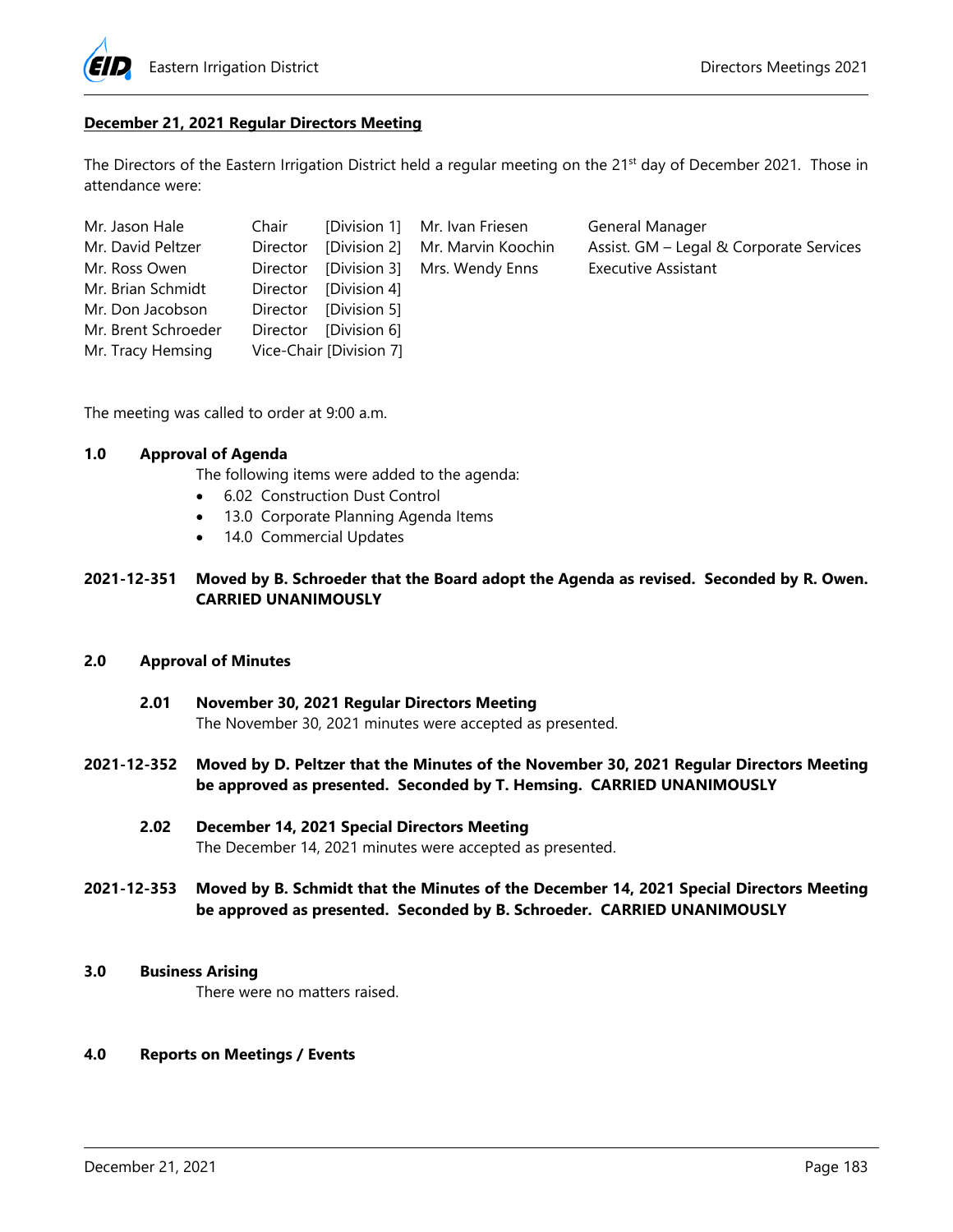## December 21, 2021 Regular Directors Meeting

The Directors of the Eastern Irrigation District held a regular meeting on the 21st day of December 2021. Those in attendance were:

| | | | | |
|---|---|---|---|---|
| Mr. Jason Hale | Chair | [Division 1] | Mr. Ivan Friesen | General Manager |
| Mr. David Peltzer | Director | [Division 2] | Mr. Marvin Koochin | Assist. GM – Legal & Corporate Services |
| Mr. Ross Owen | Director | [Division 3] | Mrs. Wendy Enns | Executive Assistant |
| Mr. Brian Schmidt | Director | [Division 4] | | |
| Mr. Don Jacobson | Director | [Division 5] | | |
| Mr. Brent Schroeder | Director | [Division 6] | | |
| Mr. Tracy Hemsing | Vice-Chair | [Division 7] | | |

The meeting was called to order at 9:00 a.m.

### 1.0 Approval of Agenda

The following items were added to the agenda:

- 6.02 Construction Dust Control
- 13.0 Corporate Planning Agenda Items
- 14.0 Commercial Updates

**2021-12-351 Moved by B. Schroeder that the Board adopt the Agenda as revised. Seconded by R. Owen. CARRIED UNANIMOUSLY**

### 2.0 Approval of Minutes

#### 2.01 November 30, 2021 Regular Directors Meeting

The November 30, 2021 minutes were accepted as presented.

**2021-12-352 Moved by D. Peltzer that the Minutes of the November 30, 2021 Regular Directors Meeting be approved as presented. Seconded by T. Hemsing. CARRIED UNANIMOUSLY**

#### 2.02 December 14, 2021 Special Directors Meeting

The December 14, 2021 minutes were accepted as presented.

**2021-12-353 Moved by B. Schmidt that the Minutes of the December 14, 2021 Special Directors Meeting be approved as presented. Seconded by B. Schroeder. CARRIED UNANIMOUSLY**

### 3.0 Business Arising

There were no matters raised.

### 4.0 Reports on Meetings / Events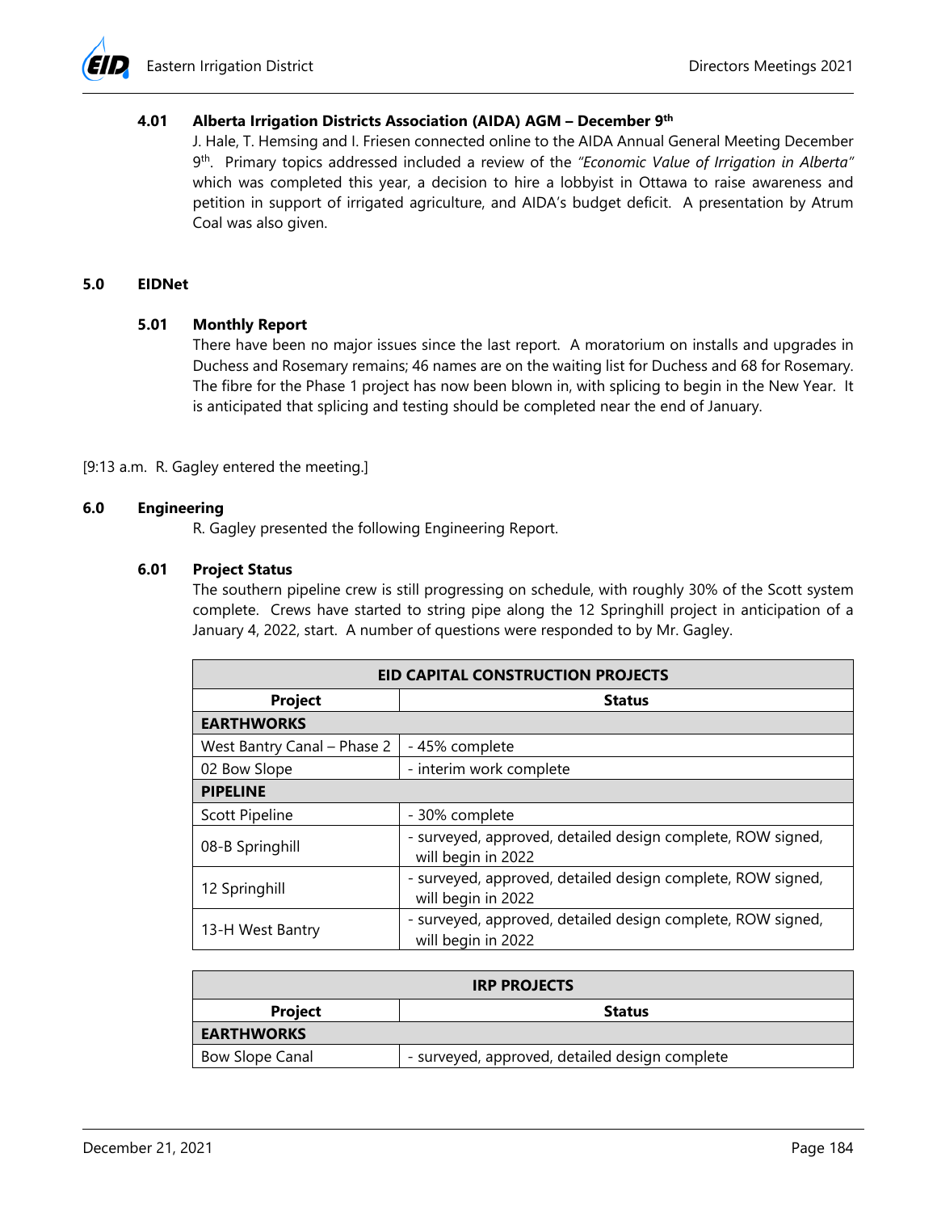### 4.01 Alberta Irrigation Districts Association (AIDA) AGM – December 9th

J. Hale, T. Hemsing and I. Friesen connected online to the AIDA Annual General Meeting December 9th. Primary topics addressed included a review of the *"Economic Value of Irrigation in Alberta"* which was completed this year, a decision to hire a lobbyist in Ottawa to raise awareness and petition in support of irrigated agriculture, and AIDA's budget deficit. A presentation by Atrum Coal was also given.

## 5.0 EIDNet

### 5.01 Monthly Report

There have been no major issues since the last report. A moratorium on installs and upgrades in Duchess and Rosemary remains; 46 names are on the waiting list for Duchess and 68 for Rosemary. The fibre for the Phase 1 project has now been blown in, with splicing to begin in the New Year. It is anticipated that splicing and testing should be completed near the end of January.

[9:13 a.m. R. Gagley entered the meeting.]

## 6.0 Engineering

R. Gagley presented the following Engineering Report.

### 6.01 Project Status

The southern pipeline crew is still progressing on schedule, with roughly 30% of the Scott system complete. Crews have started to string pipe along the 12 Springhill project in anticipation of a January 4, 2022, start. A number of questions were responded to by Mr. Gagley.

| EID CAPITAL CONSTRUCTION PROJECTS | |
|---|---|
| **Project** | **Status** |
| **EARTHWORKS** | |
| West Bantry Canal – Phase 2 | - 45% complete |
| 02 Bow Slope | - interim work complete |
| **PIPELINE** | |
| Scott Pipeline | - 30% complete |
| 08-B Springhill | - surveyed, approved, detailed design complete, ROW signed, will begin in 2022 |
| 12 Springhill | - surveyed, approved, detailed design complete, ROW signed, will begin in 2022 |
| 13-H West Bantry | - surveyed, approved, detailed design complete, ROW signed, will begin in 2022 |

| IRP PROJECTS | |
|---|---|
| **Project** | **Status** |
| **EARTHWORKS** | |
| Bow Slope Canal | - surveyed, approved, detailed design complete |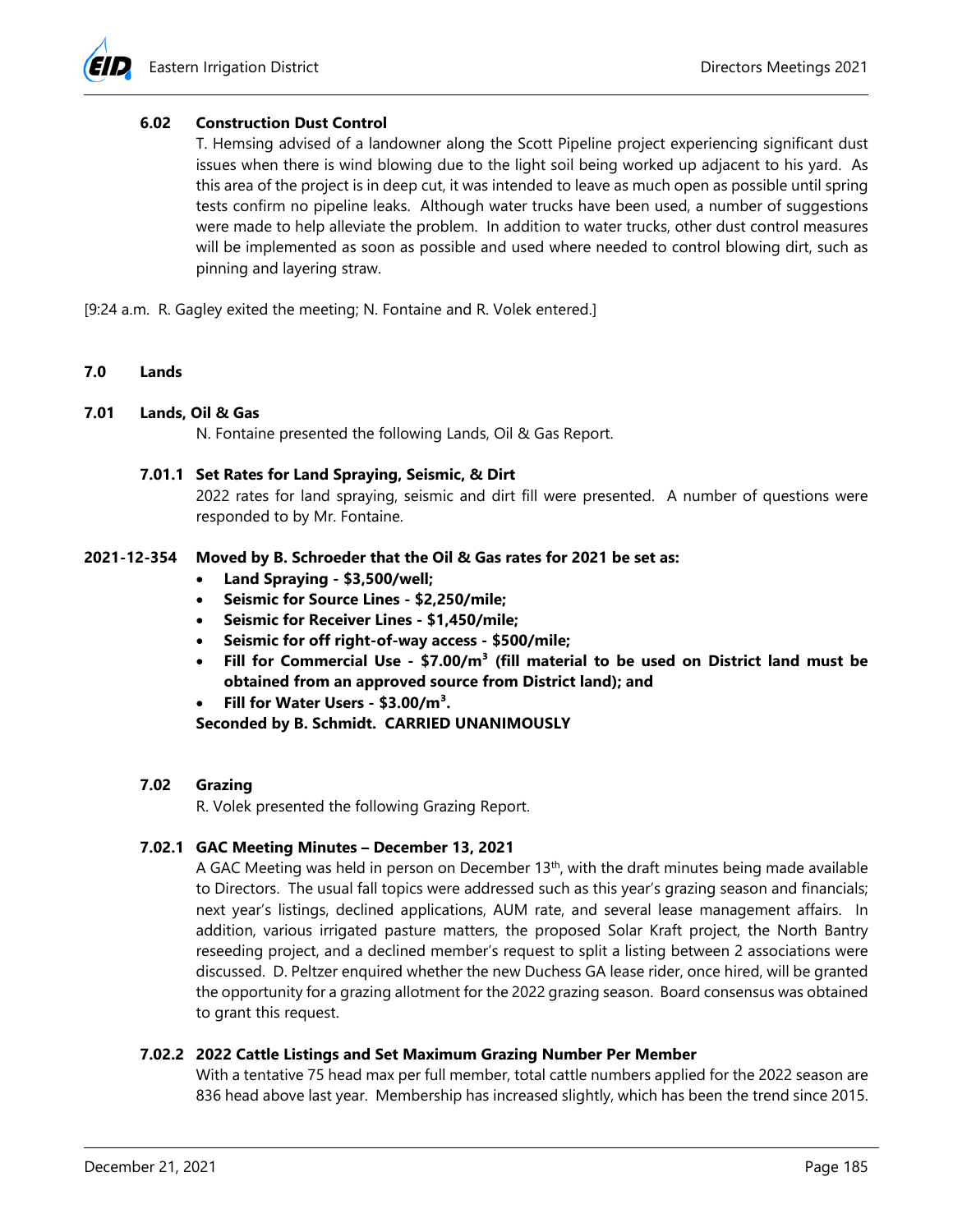### 6.02 Construction Dust Control

T. Hemsing advised of a landowner along the Scott Pipeline project experiencing significant dust issues when there is wind blowing due to the light soil being worked up adjacent to his yard. As this area of the project is in deep cut, it was intended to leave as much open as possible until spring tests confirm no pipeline leaks. Although water trucks have been used, a number of suggestions were made to help alleviate the problem. In addition to water trucks, other dust control measures will be implemented as soon as possible and used where needed to control blowing dirt, such as pinning and layering straw.

[9:24 a.m. R. Gagley exited the meeting; N. Fontaine and R. Volek entered.]

## 7.0 Lands

### 7.01 Lands, Oil & Gas

N. Fontaine presented the following Lands, Oil & Gas Report.

#### 7.01.1 Set Rates for Land Spraying, Seismic, & Dirt

2022 rates for land spraying, seismic and dirt fill were presented. A number of questions were responded to by Mr. Fontaine.

**2021-12-354 Moved by B. Schroeder that the Oil & Gas rates for 2021 be set as:**

- **Land Spraying - $3,500/well;**
- **Seismic for Source Lines - $2,250/mile;**
- **Seismic for Receiver Lines - $1,450/mile;**
- **Seismic for off right-of-way access - $500/mile;**
- **Fill for Commercial Use - $7.00/m$^3$ (fill material to be used on District land must be obtained from an approved source from District land); and**
- **Fill for Water Users - $3.00/m$^3$.**

**Seconded by B. Schmidt. CARRIED UNANIMOUSLY**

### 7.02 Grazing

R. Volek presented the following Grazing Report.

#### 7.02.1 GAC Meeting Minutes – December 13, 2021

A GAC Meeting was held in person on December 13th, with the draft minutes being made available to Directors. The usual fall topics were addressed such as this year's grazing season and financials; next year's listings, declined applications, AUM rate, and several lease management affairs. In addition, various irrigated pasture matters, the proposed Solar Kraft project, the North Bantry reseeding project, and a declined member's request to split a listing between 2 associations were discussed. D. Peltzer enquired whether the new Duchess GA lease rider, once hired, will be granted the opportunity for a grazing allotment for the 2022 grazing season. Board consensus was obtained to grant this request.

#### 7.02.2 2022 Cattle Listings and Set Maximum Grazing Number Per Member

With a tentative 75 head max per full member, total cattle numbers applied for the 2022 season are 836 head above last year. Membership has increased slightly, which has been the trend since 2015.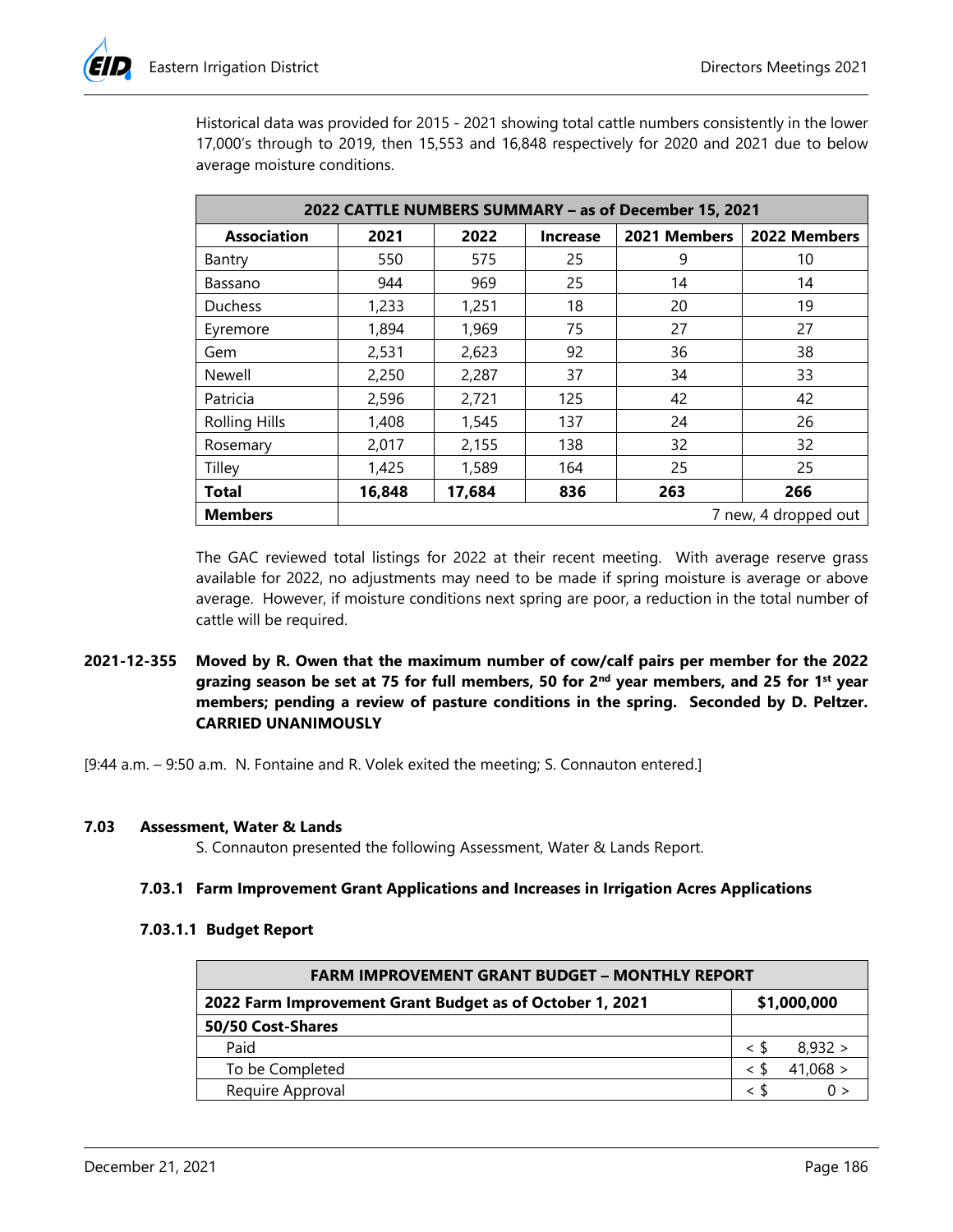Historical data was provided for 2015 - 2021 showing total cattle numbers consistently in the lower 17,000's through to 2019, then 15,553 and 16,848 respectively for 2020 and 2021 due to below average moisture conditions.

| 2022 CATTLE NUMBERS SUMMARY – as of December 15, 2021 | | | | | |
|---|---|---|---|---|---|
| **Association** | **2021** | **2022** | **Increase** | **2021 Members** | **2022 Members** |
| Bantry | 550 | 575 | 25 | 9 | 10 |
| Bassano | 944 | 969 | 25 | 14 | 14 |
| Duchess | 1,233 | 1,251 | 18 | 20 | 19 |
| Eyremore | 1,894 | 1,969 | 75 | 27 | 27 |
| Gem | 2,531 | 2,623 | 92 | 36 | 38 |
| Newell | 2,250 | 2,287 | 37 | 34 | 33 |
| Patricia | 2,596 | 2,721 | 125 | 42 | 42 |
| Rolling Hills | 1,408 | 1,545 | 137 | 24 | 26 |
| Rosemary | 2,017 | 2,155 | 138 | 32 | 32 |
| Tilley | 1,425 | 1,589 | 164 | 25 | 25 |
| **Total** | **16,848** | **17,684** | **836** | **263** | **266** |
| **Members** | 7 new, 4 dropped out | | | | |

The GAC reviewed total listings for 2022 at their recent meeting. With average reserve grass available for 2022, no adjustments may need to be made if spring moisture is average or above average. However, if moisture conditions next spring are poor, a reduction in the total number of cattle will be required.

**2021-12-355** **Moved by R. Owen that the maximum number of cow/calf pairs per member for the 2022 grazing season be set at 75 for full members, 50 for 2nd year members, and 25 for 1st year members; pending a review of pasture conditions in the spring. Seconded by D. Peltzer. CARRIED UNANIMOUSLY**

[9:44 a.m. – 9:50 a.m. N. Fontaine and R. Volek exited the meeting; S. Connauton entered.]

## 7.03 Assessment, Water & Lands

S. Connauton presented the following Assessment, Water & Lands Report.

### 7.03.1 Farm Improvement Grant Applications and Increases in Irrigation Acres Applications

#### 7.03.1.1 Budget Report

| FARM IMPROVEMENT GRANT BUDGET – MONTHLY REPORT | |
|---|---|
| **2022 Farm Improvement Grant Budget as of October 1, 2021** | **$1,000,000** |
| **50/50 Cost-Shares** | |
| Paid | < $ 8,932 > |
| To be Completed | < $ 41,068 > |
| Require Approval | < $ 0 > |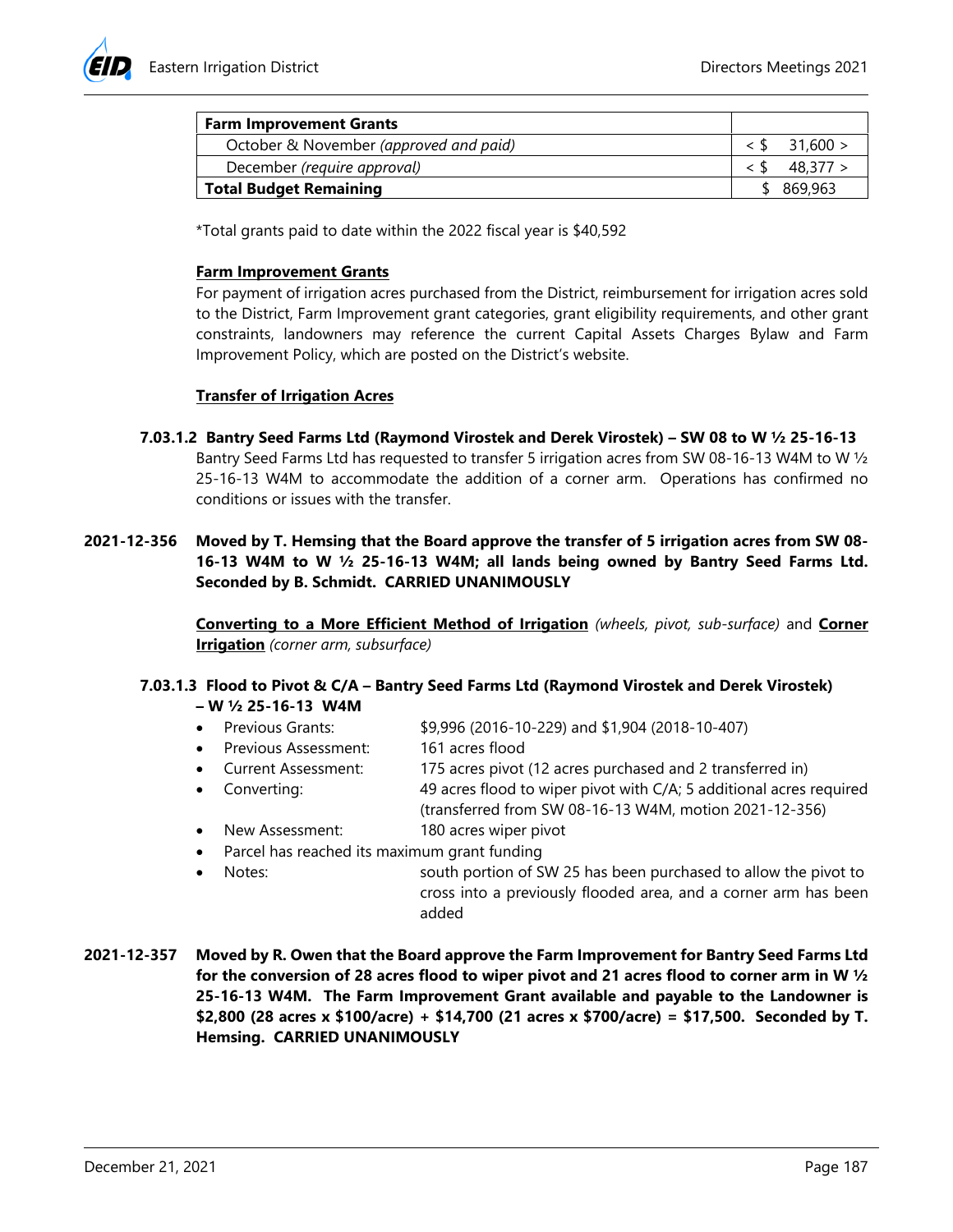| Farm Improvement Grants | |
|---|---|
| October & November *(approved and paid)* | < $ 31,600 > |
| December *(require approval)* | < $ 48,377 > |
| **Total Budget Remaining** | $ 869,963 |

*Total grants paid to date within the 2022 fiscal year is $40,592

**Farm Improvement Grants**

For payment of irrigation acres purchased from the District, reimbursement for irrigation acres sold to the District, Farm Improvement grant categories, grant eligibility requirements, and other grant constraints, landowners may reference the current Capital Assets Charges Bylaw and Farm Improvement Policy, which are posted on the District's website.

**Transfer of Irrigation Acres**

**7.03.1.2 Bantry Seed Farms Ltd (Raymond Virostek and Derek Virostek) – SW 08 to W ½ 25-16-13**

Bantry Seed Farms Ltd has requested to transfer 5 irrigation acres from SW 08-16-13 W4M to W ½ 25-16-13 W4M to accommodate the addition of a corner arm. Operations has confirmed no conditions or issues with the transfer.

**2021-12-356 Moved by T. Hemsing that the Board approve the transfer of 5 irrigation acres from SW 08-16-13 W4M to W ½ 25-16-13 W4M; all lands being owned by Bantry Seed Farms Ltd. Seconded by B. Schmidt. CARRIED UNANIMOUSLY**

**Converting to a More Efficient Method of Irrigation** *(wheels, pivot, sub-surface)* and **Corner Irrigation** *(corner arm, subsurface)*

**7.03.1.3 Flood to Pivot & C/A – Bantry Seed Farms Ltd (Raymond Virostek and Derek Virostek) – W ½ 25-16-13 W4M**

- Previous Grants: $9,996 (2016-10-229) and $1,904 (2018-10-407)
- Previous Assessment: 161 acres flood
- Current Assessment: 175 acres pivot (12 acres purchased and 2 transferred in)
- Converting: 49 acres flood to wiper pivot with C/A; 5 additional acres required (transferred from SW 08-16-13 W4M, motion 2021-12-356)
- New Assessment: 180 acres wiper pivot
- Parcel has reached its maximum grant funding
- Notes: south portion of SW 25 has been purchased to allow the pivot to cross into a previously flooded area, and a corner arm has been added

**2021-12-357 Moved by R. Owen that the Board approve the Farm Improvement for Bantry Seed Farms Ltd for the conversion of 28 acres flood to wiper pivot and 21 acres flood to corner arm in W ½ 25-16-13 W4M. The Farm Improvement Grant available and payable to the Landowner is $2,800 (28 acres x $100/acre) + $14,700 (21 acres x $700/acre) = $17,500. Seconded by T. Hemsing. CARRIED UNANIMOUSLY**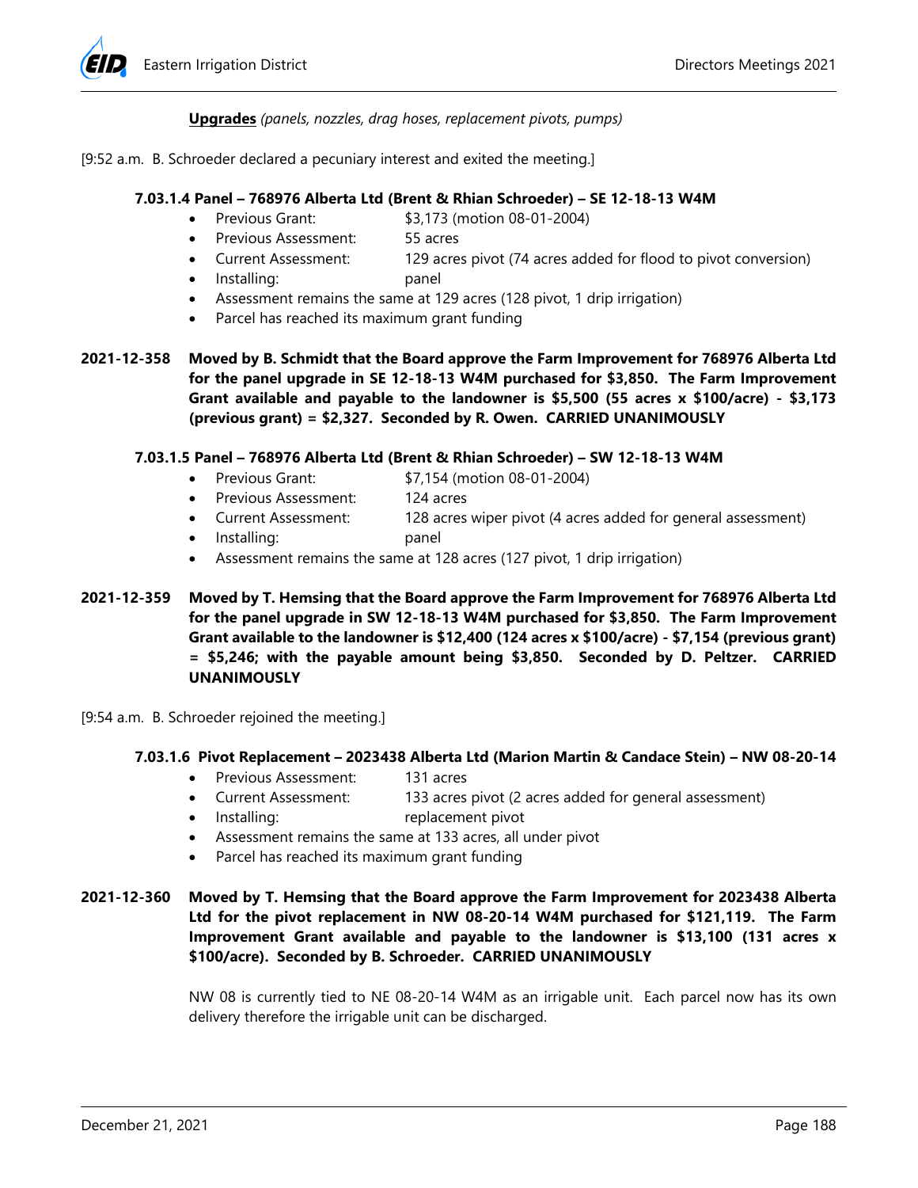**Upgrades** *(panels, nozzles, drag hoses, replacement pivots, pumps)*

[9:52 a.m. B. Schroeder declared a pecuniary interest and exited the meeting.]

**7.03.1.4 Panel – 768976 Alberta Ltd (Brent & Rhian Schroeder) – SE 12-18-13 W4M**

- Previous Grant: $3,173 (motion 08-01-2004)
- Previous Assessment: 55 acres
- Current Assessment: 129 acres pivot (74 acres added for flood to pivot conversion)
- Installing: panel
- Assessment remains the same at 129 acres (128 pivot, 1 drip irrigation)
- Parcel has reached its maximum grant funding

**2021-12-358 Moved by B. Schmidt that the Board approve the Farm Improvement for 768976 Alberta Ltd for the panel upgrade in SE 12-18-13 W4M purchased for $3,850. The Farm Improvement Grant available and payable to the landowner is $5,500 (55 acres x $100/acre) - $3,173 (previous grant) = $2,327. Seconded by R. Owen. CARRIED UNANIMOUSLY**

**7.03.1.5 Panel – 768976 Alberta Ltd (Brent & Rhian Schroeder) – SW 12-18-13 W4M**

- Previous Grant: $7,154 (motion 08-01-2004)
- Previous Assessment: 124 acres
- Current Assessment: 128 acres wiper pivot (4 acres added for general assessment)
- Installing: panel
- Assessment remains the same at 128 acres (127 pivot, 1 drip irrigation)

**2021-12-359 Moved by T. Hemsing that the Board approve the Farm Improvement for 768976 Alberta Ltd for the panel upgrade in SW 12-18-13 W4M purchased for $3,850. The Farm Improvement Grant available to the landowner is $12,400 (124 acres x $100/acre) - $7,154 (previous grant) = $5,246; with the payable amount being $3,850. Seconded by D. Peltzer. CARRIED UNANIMOUSLY**

[9:54 a.m. B. Schroeder rejoined the meeting.]

**7.03.1.6 Pivot Replacement – 2023438 Alberta Ltd (Marion Martin & Candace Stein) – NW 08-20-14**

- Previous Assessment: 131 acres
- Current Assessment: 133 acres pivot (2 acres added for general assessment)
- Installing: replacement pivot
- Assessment remains the same at 133 acres, all under pivot
- Parcel has reached its maximum grant funding

**2021-12-360 Moved by T. Hemsing that the Board approve the Farm Improvement for 2023438 Alberta Ltd for the pivot replacement in NW 08-20-14 W4M purchased for $121,119. The Farm Improvement Grant available and payable to the landowner is $13,100 (131 acres x $100/acre). Seconded by B. Schroeder. CARRIED UNANIMOUSLY**

NW 08 is currently tied to NE 08-20-14 W4M as an irrigable unit. Each parcel now has its own delivery therefore the irrigable unit can be discharged.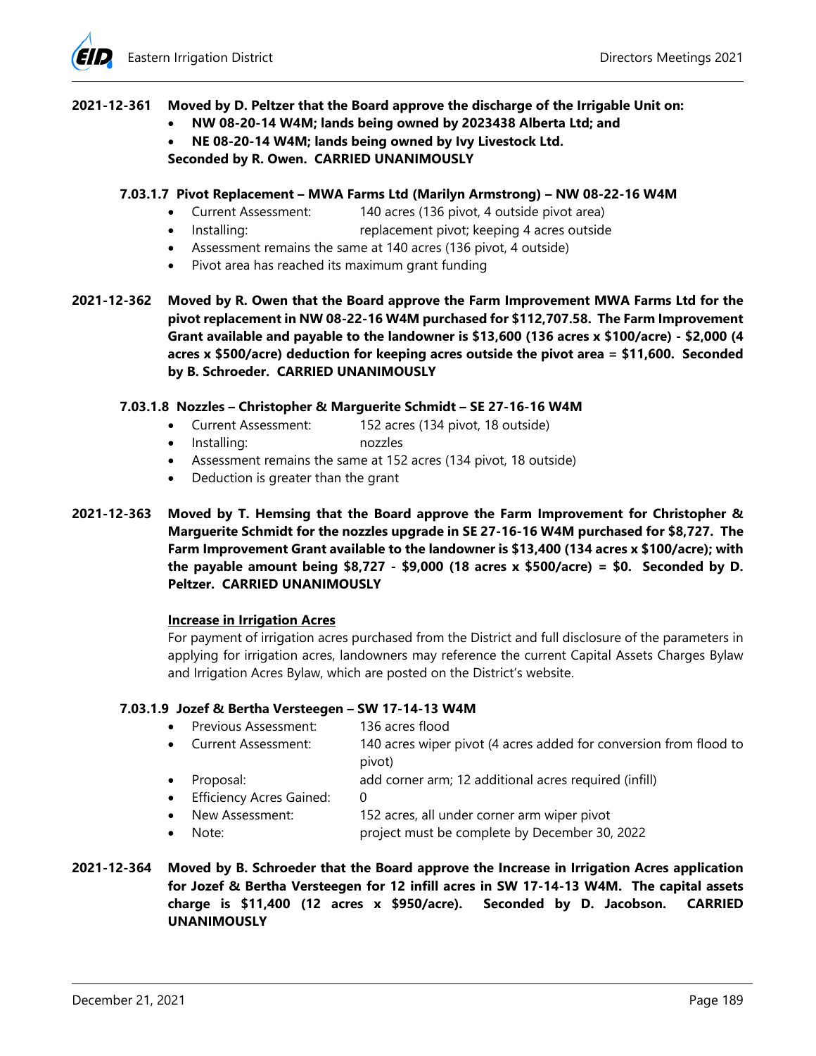**2021-12-361 Moved by D. Peltzer that the Board approve the discharge of the Irrigable Unit on:**

- **NW 08-20-14 W4M; lands being owned by 2023438 Alberta Ltd; and**
- **NE 08-20-14 W4M; lands being owned by Ivy Livestock Ltd.**

**Seconded by R. Owen. CARRIED UNANIMOUSLY**

#### 7.03.1.7 Pivot Replacement – MWA Farms Ltd (Marilyn Armstrong) – NW 08-22-16 W4M

- Current Assessment: 140 acres (136 pivot, 4 outside pivot area)
- Installing: replacement pivot; keeping 4 acres outside
- Assessment remains the same at 140 acres (136 pivot, 4 outside)
- Pivot area has reached its maximum grant funding

**2021-12-362 Moved by R. Owen that the Board approve the Farm Improvement MWA Farms Ltd for the pivot replacement in NW 08-22-16 W4M purchased for $112,707.58. The Farm Improvement Grant available and payable to the landowner is $13,600 (136 acres x $100/acre) - $2,000 (4 acres x $500/acre) deduction for keeping acres outside the pivot area = $11,600. Seconded by B. Schroeder. CARRIED UNANIMOUSLY**

#### 7.03.1.8 Nozzles – Christopher & Marguerite Schmidt – SE 27-16-16 W4M

- Current Assessment: 152 acres (134 pivot, 18 outside)
- Installing: nozzles
- Assessment remains the same at 152 acres (134 pivot, 18 outside)
- Deduction is greater than the grant

**2021-12-363 Moved by T. Hemsing that the Board approve the Farm Improvement for Christopher & Marguerite Schmidt for the nozzles upgrade in SE 27-16-16 W4M purchased for $8,727. The Farm Improvement Grant available to the landowner is $13,400 (134 acres x $100/acre); with the payable amount being $8,727 - $9,000 (18 acres x $500/acre) = $0. Seconded by D. Peltzer. CARRIED UNANIMOUSLY**

<u>**Increase in Irrigation Acres**</u>

For payment of irrigation acres purchased from the District and full disclosure of the parameters in applying for irrigation acres, landowners may reference the current Capital Assets Charges Bylaw and Irrigation Acres Bylaw, which are posted on the District's website.

#### 7.03.1.9 Jozef & Bertha Versteegen – SW 17-14-13 W4M

- Previous Assessment: 136 acres flood
- Current Assessment: 140 acres wiper pivot (4 acres added for conversion from flood to pivot)
- Proposal: add corner arm; 12 additional acres required (infill)
- Efficiency Acres Gained: 0
- New Assessment: 152 acres, all under corner arm wiper pivot
- Note: project must be complete by December 30, 2022

**2021-12-364 Moved by B. Schroeder that the Board approve the Increase in Irrigation Acres application for Jozef & Bertha Versteegen for 12 infill acres in SW 17-14-13 W4M. The capital assets charge is $11,400 (12 acres x $950/acre). Seconded by D. Jacobson. CARRIED UNANIMOUSLY**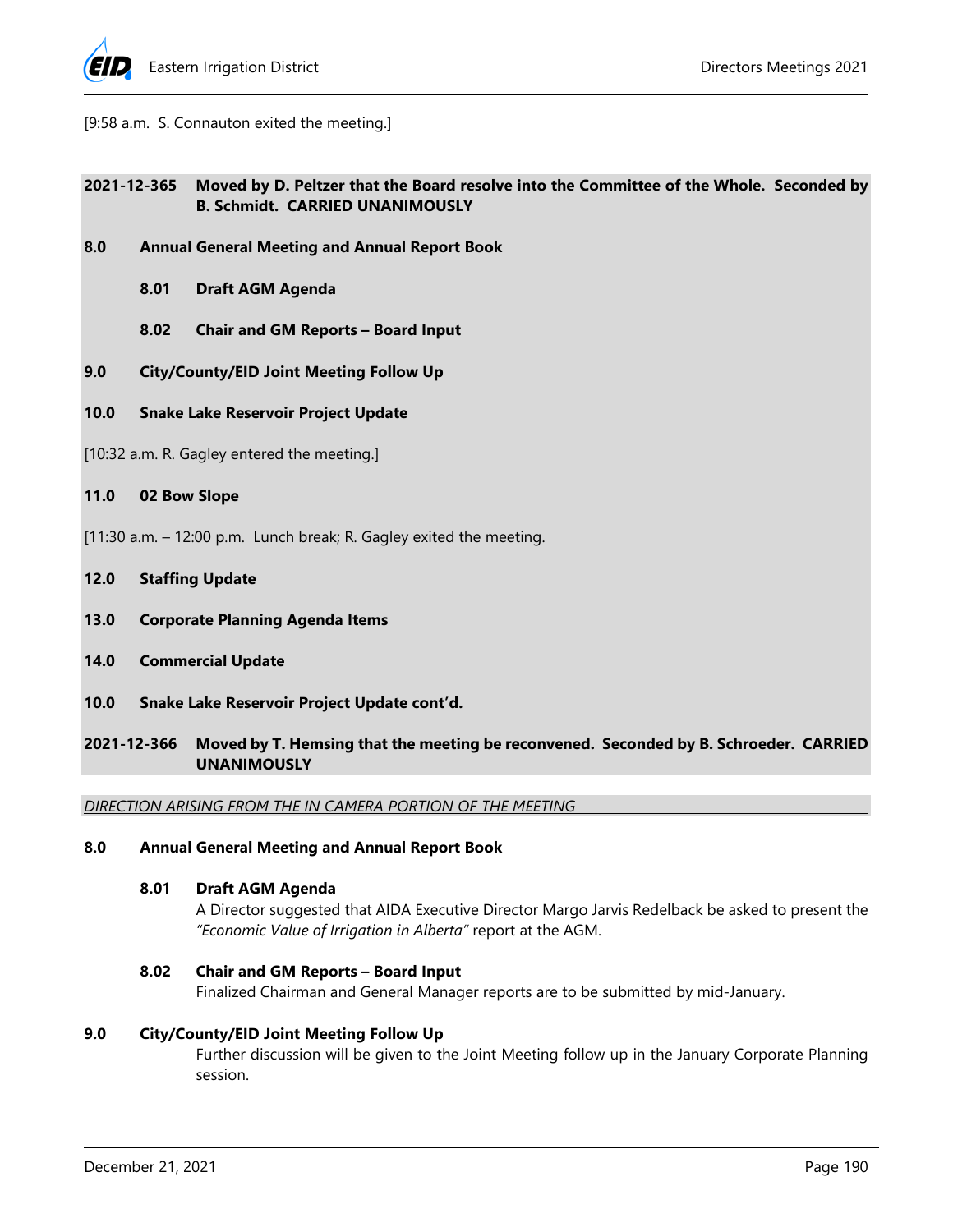[9:58 a.m. S. Connauton exited the meeting.]

**2021-12-365 Moved by D. Peltzer that the Board resolve into the Committee of the Whole. Seconded by B. Schmidt. CARRIED UNANIMOUSLY**

**8.0 Annual General Meeting and Annual Report Book**

**8.01 Draft AGM Agenda**

**8.02 Chair and GM Reports – Board Input**

**9.0 City/County/EID Joint Meeting Follow Up**

**10.0 Snake Lake Reservoir Project Update**

[10:32 a.m. R. Gagley entered the meeting.]

**11.0 02 Bow Slope**

[11:30 a.m. – 12:00 p.m. Lunch break; R. Gagley exited the meeting.

**12.0 Staffing Update**

**13.0 Corporate Planning Agenda Items**

**14.0 Commercial Update**

**10.0 Snake Lake Reservoir Project Update cont'd.**

**2021-12-366 Moved by T. Hemsing that the meeting be reconvened. Seconded by B. Schroeder. CARRIED UNANIMOUSLY**

*DIRECTION ARISING FROM THE IN CAMERA PORTION OF THE MEETING*

## 8.0 Annual General Meeting and Annual Report Book

### 8.01 Draft AGM Agenda

A Director suggested that AIDA Executive Director Margo Jarvis Redelback be asked to present the *"Economic Value of Irrigation in Alberta"* report at the AGM.

### 8.02 Chair and GM Reports – Board Input

Finalized Chairman and General Manager reports are to be submitted by mid-January.

## 9.0 City/County/EID Joint Meeting Follow Up

Further discussion will be given to the Joint Meeting follow up in the January Corporate Planning session.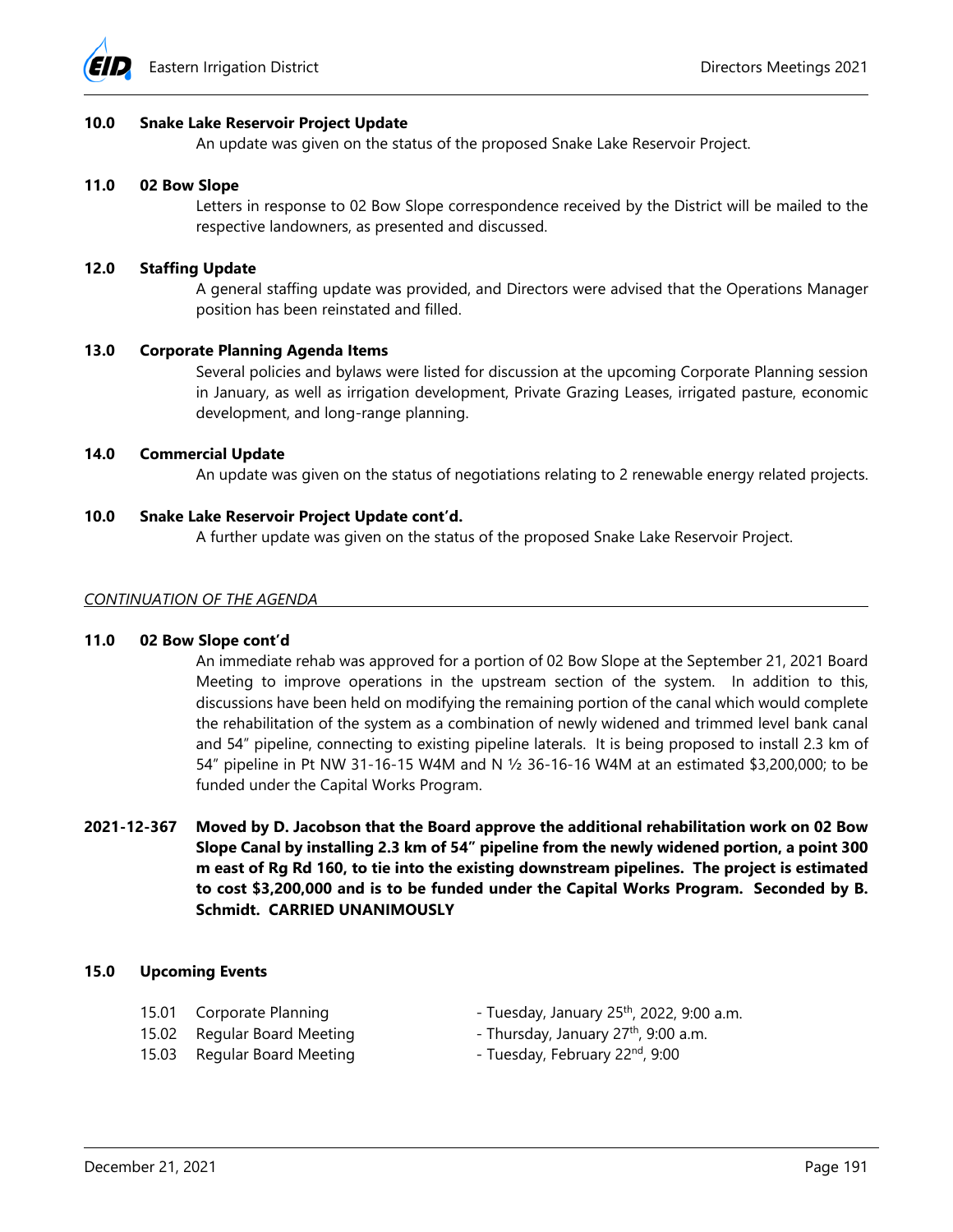### 10.0 Snake Lake Reservoir Project Update

An update was given on the status of the proposed Snake Lake Reservoir Project.

### 11.0 02 Bow Slope

Letters in response to 02 Bow Slope correspondence received by the District will be mailed to the respective landowners, as presented and discussed.

### 12.0 Staffing Update

A general staffing update was provided, and Directors were advised that the Operations Manager position has been reinstated and filled.

### 13.0 Corporate Planning Agenda Items

Several policies and bylaws were listed for discussion at the upcoming Corporate Planning session in January, as well as irrigation development, Private Grazing Leases, irrigated pasture, economic development, and long-range planning.

### 14.0 Commercial Update

An update was given on the status of negotiations relating to 2 renewable energy related projects.

### 10.0 Snake Lake Reservoir Project Update cont'd.

A further update was given on the status of the proposed Snake Lake Reservoir Project.

*CONTINUATION OF THE AGENDA*

### 11.0 02 Bow Slope cont'd

An immediate rehab was approved for a portion of 02 Bow Slope at the September 21, 2021 Board Meeting to improve operations in the upstream section of the system. In addition to this, discussions have been held on modifying the remaining portion of the canal which would complete the rehabilitation of the system as a combination of newly widened and trimmed level bank canal and 54" pipeline, connecting to existing pipeline laterals. It is being proposed to install 2.3 km of 54" pipeline in Pt NW 31-16-15 W4M and N ½ 36-16-16 W4M at an estimated $3,200,000; to be funded under the Capital Works Program.

**2021-12-367 Moved by D. Jacobson that the Board approve the additional rehabilitation work on 02 Bow Slope Canal by installing 2.3 km of 54" pipeline from the newly widened portion, a point 300 m east of Rg Rd 160, to tie into the existing downstream pipelines. The project is estimated to cost $3,200,000 and is to be funded under the Capital Works Program. Seconded by B. Schmidt. CARRIED UNANIMOUSLY**

### 15.0 Upcoming Events

- 15.01 Corporate Planning - Tuesday, January 25th, 2022, 9:00 a.m.
- 15.02 Regular Board Meeting - Thursday, January 27th, 9:00 a.m.
- 15.03 Regular Board Meeting - Tuesday, February 22nd, 9:00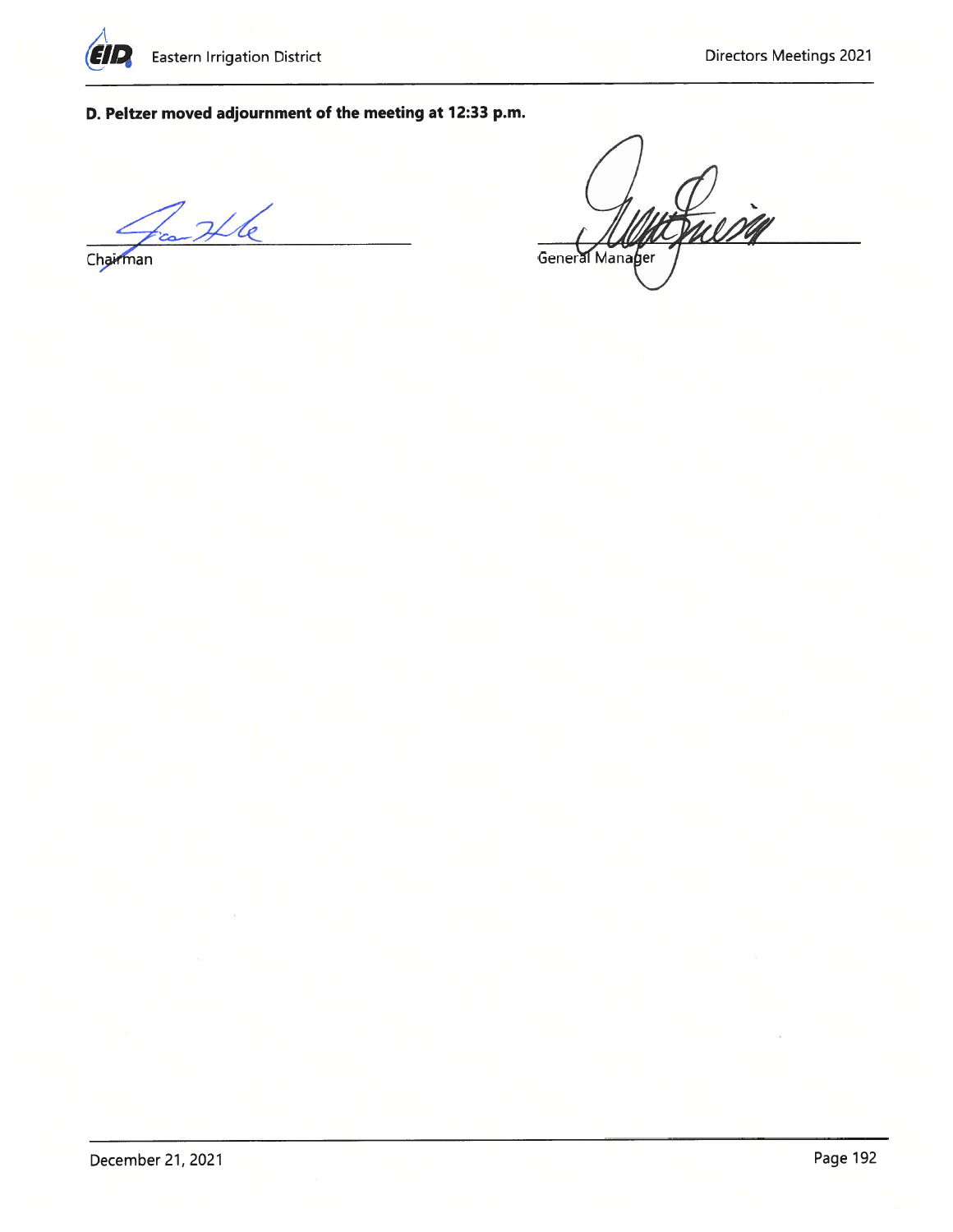**D. Peltzer moved adjournment of the meeting at 12:33 p.m.**

Chairman

General Manager